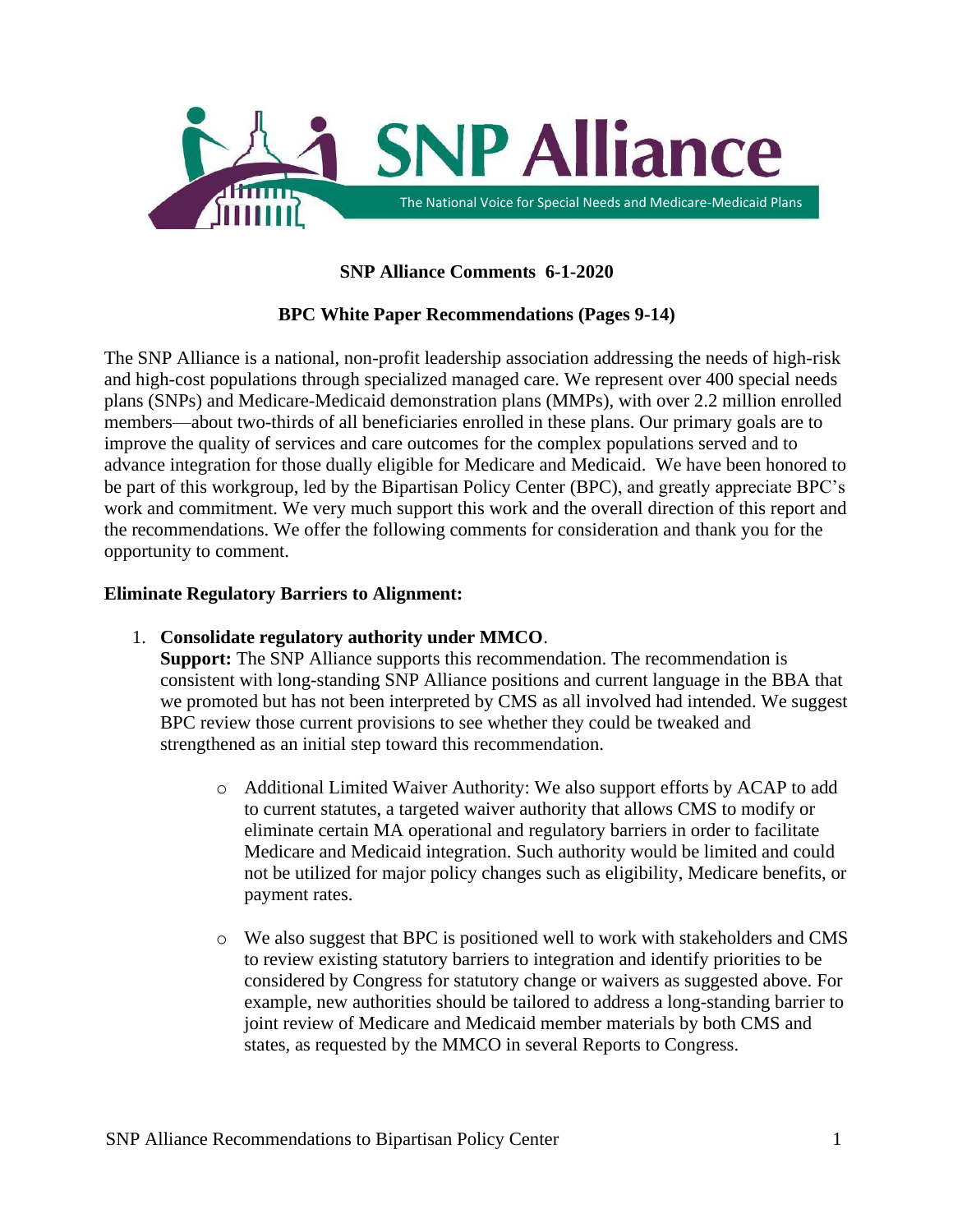SNP Alliance

The National Voice for Special Needs and Medicare-Medicaid Plans

**SNP Alliance Comments 6-1-2020**

**BPC White Paper Recommendations (Pages 9-14)**

The SNP Alliance is a national, non-profit leadership association addressing the needs of high-risk and high-cost populations through specialized managed care. We represent over 400 special needs plans (SNPs) and Medicare-Medicaid demonstration plans (MMPs), with over 2.2 million enrolled members—about two-thirds of all beneficiaries enrolled in these plans. Our primary goals are to improve the quality of services and care outcomes for the complex populations served and to advance integration for those dually eligible for Medicare and Medicaid. We have been honored to be part of this workgroup, led by the Bipartisan Policy Center (BPC), and greatly appreciate BPC's work and commitment. We very much support this work and the overall direction of this report and the recommendations. We offer the following comments for consideration and thank you for the opportunity to comment.

**Eliminate Regulatory Barriers to Alignment:**

1. **Consolidate regulatory authority under MMCO**.
   **Support:** The SNP Alliance supports this recommendation. The recommendation is consistent with long-standing SNP Alliance positions and current language in the BBA that we promoted but has not been interpreted by CMS as all involved had intended. We suggest BPC review those current provisions to see whether they could be tweaked and strengthened as an initial step toward this recommendation.

   - Additional Limited Waiver Authority: We also support efforts by ACAP to add to current statutes, a targeted waiver authority that allows CMS to modify or eliminate certain MA operational and regulatory barriers in order to facilitate Medicare and Medicaid integration. Such authority would be limited and could not be utilized for major policy changes such as eligibility, Medicare benefits, or payment rates.

   - We also suggest that BPC is positioned well to work with stakeholders and CMS to review existing statutory barriers to integration and identify priorities to be considered by Congress for statutory change or waivers as suggested above. For example, new authorities should be tailored to address a long-standing barrier to joint review of Medicare and Medicaid member materials by both CMS and states, as requested by the MMCO in several Reports to Congress.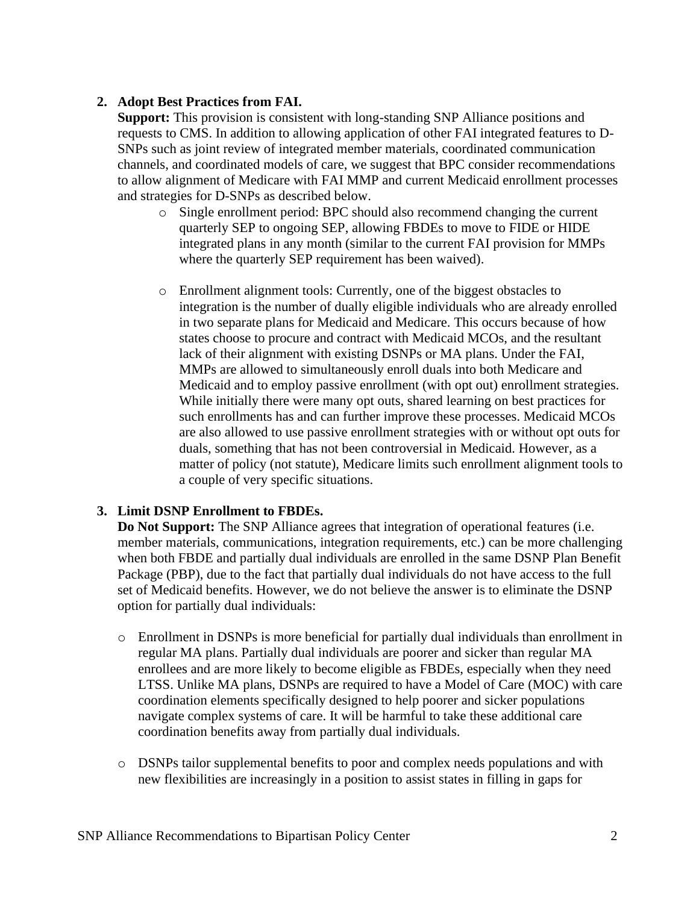2. **Adopt Best Practices from FAI.**
   **Support:** This provision is consistent with long-standing SNP Alliance positions and requests to CMS. In addition to allowing application of other FAI integrated features to D-SNPs such as joint review of integrated member materials, coordinated communication channels, and coordinated models of care, we suggest that BPC consider recommendations to allow alignment of Medicare with FAI MMP and current Medicaid enrollment processes and strategies for D-SNPs as described below.

   - Single enrollment period: BPC should also recommend changing the current quarterly SEP to ongoing SEP, allowing FBDEs to move to FIDE or HIDE integrated plans in any month (similar to the current FAI provision for MMPs where the quarterly SEP requirement has been waived).

   - Enrollment alignment tools: Currently, one of the biggest obstacles to integration is the number of dually eligible individuals who are already enrolled in two separate plans for Medicaid and Medicare. This occurs because of how states choose to procure and contract with Medicaid MCOs, and the resultant lack of their alignment with existing DSNPs or MA plans. Under the FAI, MMPs are allowed to simultaneously enroll duals into both Medicare and Medicaid and to employ passive enrollment (with opt out) enrollment strategies. While initially there were many opt outs, shared learning on best practices for such enrollments has and can further improve these processes. Medicaid MCOs are also allowed to use passive enrollment strategies with or without opt outs for duals, something that has not been controversial in Medicaid. However, as a matter of policy (not statute), Medicare limits such enrollment alignment tools to a couple of very specific situations.

3. **Limit DSNP Enrollment to FBDEs.**
   **Do Not Support:** The SNP Alliance agrees that integration of operational features (i.e. member materials, communications, integration requirements, etc.) can be more challenging when both FBDE and partially dual individuals are enrolled in the same DSNP Plan Benefit Package (PBP), due to the fact that partially dual individuals do not have access to the full set of Medicaid benefits. However, we do not believe the answer is to eliminate the DSNP option for partially dual individuals:

   - Enrollment in DSNPs is more beneficial for partially dual individuals than enrollment in regular MA plans. Partially dual individuals are poorer and sicker than regular MA enrollees and are more likely to become eligible as FBDEs, especially when they need LTSS. Unlike MA plans, DSNPs are required to have a Model of Care (MOC) with care coordination elements specifically designed to help poorer and sicker populations navigate complex systems of care. It will be harmful to take these additional care coordination benefits away from partially dual individuals.

   - DSNPs tailor supplemental benefits to poor and complex needs populations and with new flexibilities are increasingly in a position to assist states in filling in gaps for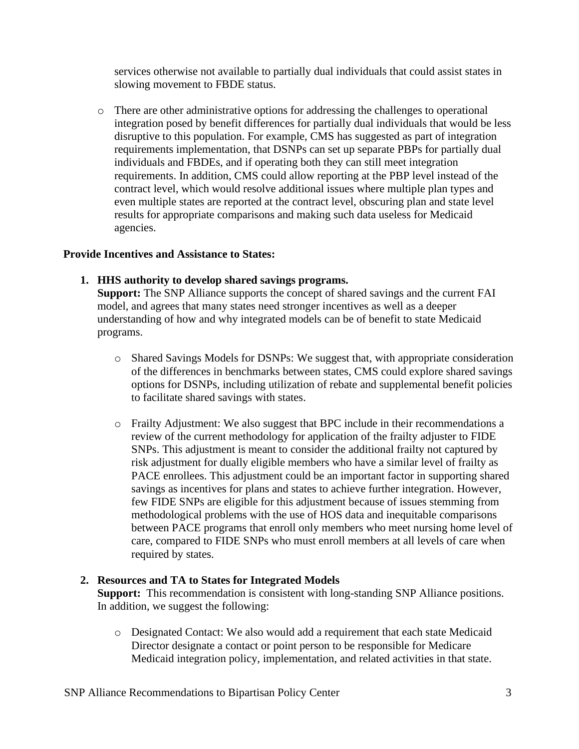services otherwise not available to partially dual individuals that could assist states in slowing movement to FBDE status.

- There are other administrative options for addressing the challenges to operational integration posed by benefit differences for partially dual individuals that would be less disruptive to this population. For example, CMS has suggested as part of integration requirements implementation, that DSNPs can set up separate PBPs for partially dual individuals and FBDEs, and if operating both they can still meet integration requirements. In addition, CMS could allow reporting at the PBP level instead of the contract level, which would resolve additional issues where multiple plan types and even multiple states are reported at the contract level, obscuring plan and state level results for appropriate comparisons and making such data useless for Medicaid agencies.

**Provide Incentives and Assistance to States:**

1. **HHS authority to develop shared savings programs.**
   **Support:** The SNP Alliance supports the concept of shared savings and the current FAI model, and agrees that many states need stronger incentives as well as a deeper understanding of how and why integrated models can be of benefit to state Medicaid programs.

   - Shared Savings Models for DSNPs: We suggest that, with appropriate consideration of the differences in benchmarks between states, CMS could explore shared savings options for DSNPs, including utilization of rebate and supplemental benefit policies to facilitate shared savings with states.

   - Frailty Adjustment: We also suggest that BPC include in their recommendations a review of the current methodology for application of the frailty adjuster to FIDE SNPs. This adjustment is meant to consider the additional frailty not captured by risk adjustment for dually eligible members who have a similar level of frailty as PACE enrollees. This adjustment could be an important factor in supporting shared savings as incentives for plans and states to achieve further integration. However, few FIDE SNPs are eligible for this adjustment because of issues stemming from methodological problems with the use of HOS data and inequitable comparisons between PACE programs that enroll only members who meet nursing home level of care, compared to FIDE SNPs who must enroll members at all levels of care when required by states.

2. **Resources and TA to States for Integrated Models**
   **Support:** This recommendation is consistent with long-standing SNP Alliance positions. In addition, we suggest the following:

   - Designated Contact: We also would add a requirement that each state Medicaid Director designate a contact or point person to be responsible for Medicare Medicaid integration policy, implementation, and related activities in that state.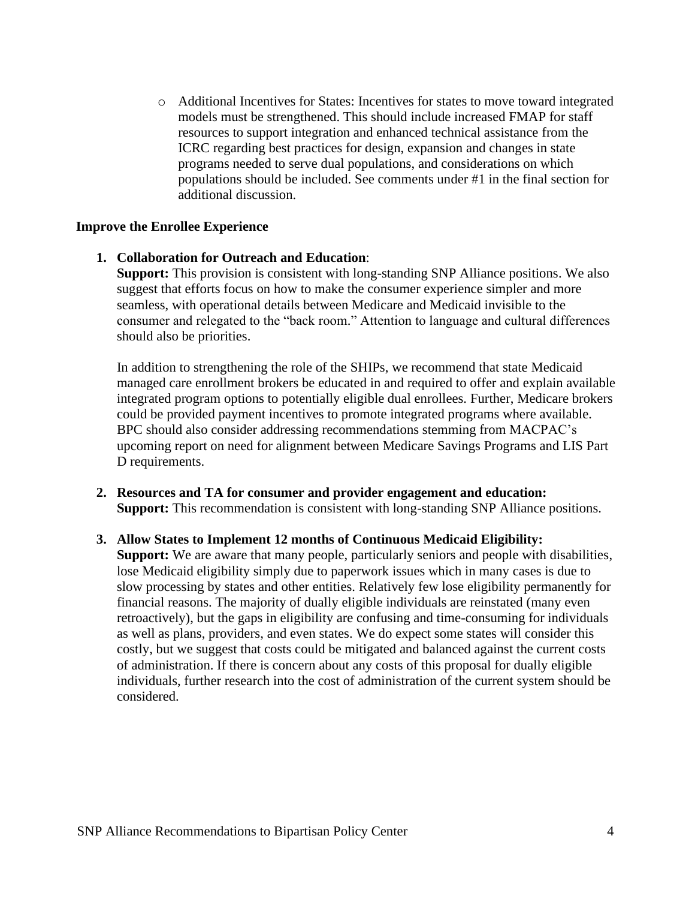- Additional Incentives for States: Incentives for states to move toward integrated models must be strengthened. This should include increased FMAP for staff resources to support integration and enhanced technical assistance from the ICRC regarding best practices for design, expansion and changes in state programs needed to serve dual populations, and considerations on which populations should be included. See comments under #1 in the final section for additional discussion.

**Improve the Enrollee Experience**

1. **Collaboration for Outreach and Education**:
   **Support:** This provision is consistent with long-standing SNP Alliance positions. We also suggest that efforts focus on how to make the consumer experience simpler and more seamless, with operational details between Medicare and Medicaid invisible to the consumer and relegated to the "back room." Attention to language and cultural differences should also be priorities.

   In addition to strengthening the role of the SHIPs, we recommend that state Medicaid managed care enrollment brokers be educated in and required to offer and explain available integrated program options to potentially eligible dual enrollees. Further, Medicare brokers could be provided payment incentives to promote integrated programs where available. BPC should also consider addressing recommendations stemming from MACPAC's upcoming report on need for alignment between Medicare Savings Programs and LIS Part D requirements.

2. **Resources and TA for consumer and provider engagement and education:**
   **Support:** This recommendation is consistent with long-standing SNP Alliance positions.

3. **Allow States to Implement 12 months of Continuous Medicaid Eligibility:**
   **Support:** We are aware that many people, particularly seniors and people with disabilities, lose Medicaid eligibility simply due to paperwork issues which in many cases is due to slow processing by states and other entities. Relatively few lose eligibility permanently for financial reasons. The majority of dually eligible individuals are reinstated (many even retroactively), but the gaps in eligibility are confusing and time-consuming for individuals as well as plans, providers, and even states. We do expect some states will consider this costly, but we suggest that costs could be mitigated and balanced against the current costs of administration. If there is concern about any costs of this proposal for dually eligible individuals, further research into the cost of administration of the current system should be considered.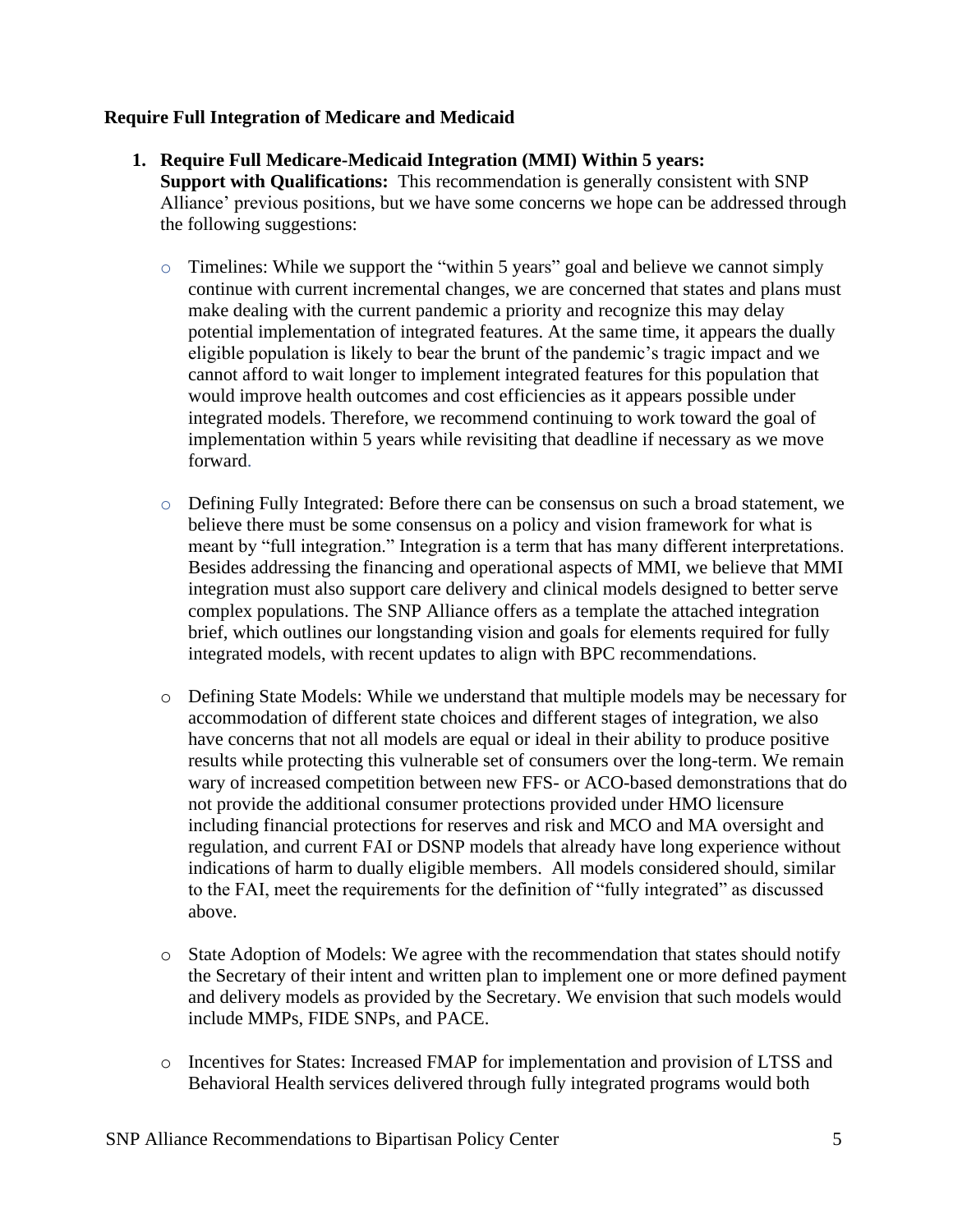**Require Full Integration of Medicare and Medicaid**

1. **Require Full Medicare-Medicaid Integration (MMI) Within 5 years:**
   **Support with Qualifications:** This recommendation is generally consistent with SNP Alliance' previous positions, but we have some concerns we hope can be addressed through the following suggestions:

   - Timelines: While we support the "within 5 years" goal and believe we cannot simply continue with current incremental changes, we are concerned that states and plans must make dealing with the current pandemic a priority and recognize this may delay potential implementation of integrated features. At the same time, it appears the dually eligible population is likely to bear the brunt of the pandemic's tragic impact and we cannot afford to wait longer to implement integrated features for this population that would improve health outcomes and cost efficiencies as it appears possible under integrated models. Therefore, we recommend continuing to work toward the goal of implementation within 5 years while revisiting that deadline if necessary as we move forward.

   - Defining Fully Integrated: Before there can be consensus on such a broad statement, we believe there must be some consensus on a policy and vision framework for what is meant by "full integration." Integration is a term that has many different interpretations. Besides addressing the financing and operational aspects of MMI, we believe that MMI integration must also support care delivery and clinical models designed to better serve complex populations. The SNP Alliance offers as a template the attached integration brief, which outlines our longstanding vision and goals for elements required for fully integrated models, with recent updates to align with BPC recommendations.

   - Defining State Models: While we understand that multiple models may be necessary for accommodation of different state choices and different stages of integration, we also have concerns that not all models are equal or ideal in their ability to produce positive results while protecting this vulnerable set of consumers over the long-term. We remain wary of increased competition between new FFS- or ACO-based demonstrations that do not provide the additional consumer protections provided under HMO licensure including financial protections for reserves and risk and MCO and MA oversight and regulation, and current FAI or DSNP models that already have long experience without indications of harm to dually eligible members. All models considered should, similar to the FAI, meet the requirements for the definition of "fully integrated" as discussed above.

   - State Adoption of Models: We agree with the recommendation that states should notify the Secretary of their intent and written plan to implement one or more defined payment and delivery models as provided by the Secretary. We envision that such models would include MMPs, FIDE SNPs, and PACE.

   - Incentives for States: Increased FMAP for implementation and provision of LTSS and Behavioral Health services delivered through fully integrated programs would both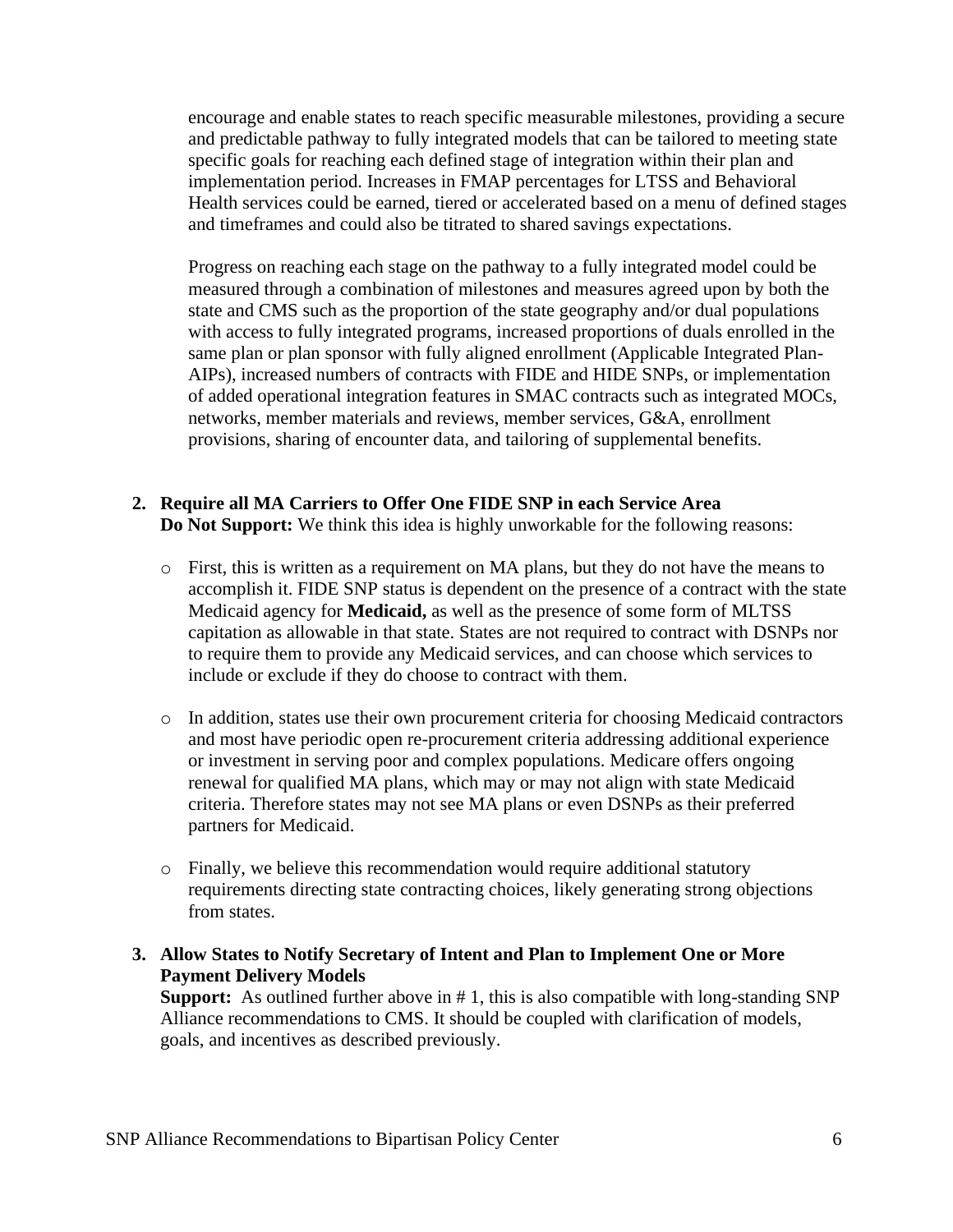encourage and enable states to reach specific measurable milestones, providing a secure and predictable pathway to fully integrated models that can be tailored to meeting state specific goals for reaching each defined stage of integration within their plan and implementation period. Increases in FMAP percentages for LTSS and Behavioral Health services could be earned, tiered or accelerated based on a menu of defined stages and timeframes and could also be titrated to shared savings expectations.

Progress on reaching each stage on the pathway to a fully integrated model could be measured through a combination of milestones and measures agreed upon by both the state and CMS such as the proportion of the state geography and/or dual populations with access to fully integrated programs, increased proportions of duals enrolled in the same plan or plan sponsor with fully aligned enrollment (Applicable Integrated Plan-AIPs), increased numbers of contracts with FIDE and HIDE SNPs, or implementation of added operational integration features in SMAC contracts such as integrated MOCs, networks, member materials and reviews, member services, G&A, enrollment provisions, sharing of encounter data, and tailoring of supplemental benefits.

2. **Require all MA Carriers to Offer One FIDE SNP in each Service Area**
   **Do Not Support:** We think this idea is highly unworkable for the following reasons:

   - First, this is written as a requirement on MA plans, but they do not have the means to accomplish it. FIDE SNP status is dependent on the presence of a contract with the state Medicaid agency for **Medicaid,** as well as the presence of some form of MLTSS capitation as allowable in that state. States are not required to contract with DSNPs nor to require them to provide any Medicaid services, and can choose which services to include or exclude if they do choose to contract with them.

   - In addition, states use their own procurement criteria for choosing Medicaid contractors and most have periodic open re-procurement criteria addressing additional experience or investment in serving poor and complex populations. Medicare offers ongoing renewal for qualified MA plans, which may or may not align with state Medicaid criteria. Therefore states may not see MA plans or even DSNPs as their preferred partners for Medicaid.

   - Finally, we believe this recommendation would require additional statutory requirements directing state contracting choices, likely generating strong objections from states.

3. **Allow States to Notify Secretary of Intent and Plan to Implement One or More Payment Delivery Models**
   **Support:** As outlined further above in # 1, this is also compatible with long-standing SNP Alliance recommendations to CMS. It should be coupled with clarification of models, goals, and incentives as described previously.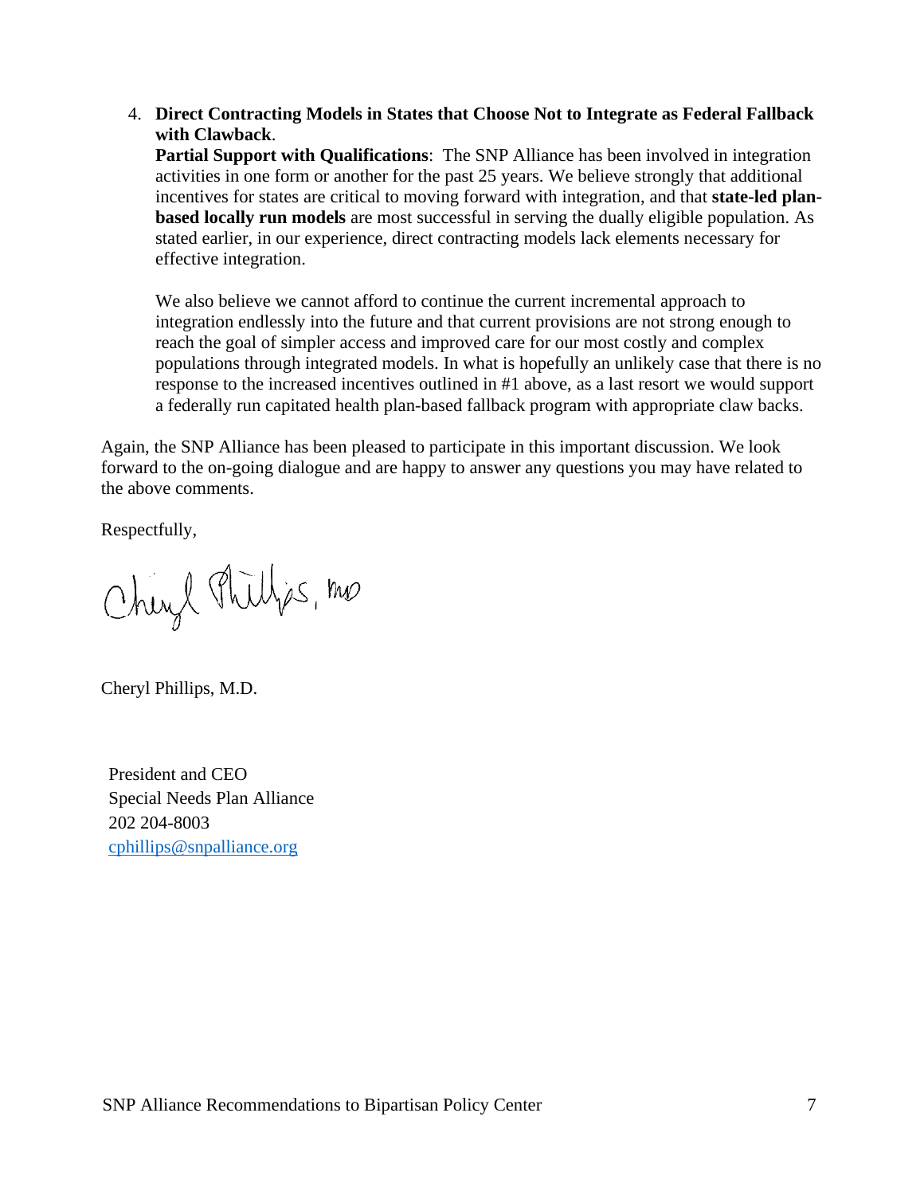4. **Direct Contracting Models in States that Choose Not to Integrate as Federal Fallback with Clawback**.
   **Partial Support with Qualifications**: The SNP Alliance has been involved in integration activities in one form or another for the past 25 years. We believe strongly that additional incentives for states are critical to moving forward with integration, and that **state-led plan-based locally run models** are most successful in serving the dually eligible population. As stated earlier, in our experience, direct contracting models lack elements necessary for effective integration.

   We also believe we cannot afford to continue the current incremental approach to integration endlessly into the future and that current provisions are not strong enough to reach the goal of simpler access and improved care for our most costly and complex populations through integrated models. In what is hopefully an unlikely case that there is no response to the increased incentives outlined in #1 above, as a last resort we would support a federally run capitated health plan-based fallback program with appropriate claw backs.

Again, the SNP Alliance has been pleased to participate in this important discussion. We look forward to the on-going dialogue and are happy to answer any questions you may have related to the above comments.

Respectfully,

Cheryl Phillips, MD

Cheryl Phillips, M.D.

President and CEO
Special Needs Plan Alliance
202 204-8003
cphillips@snpalliance.org